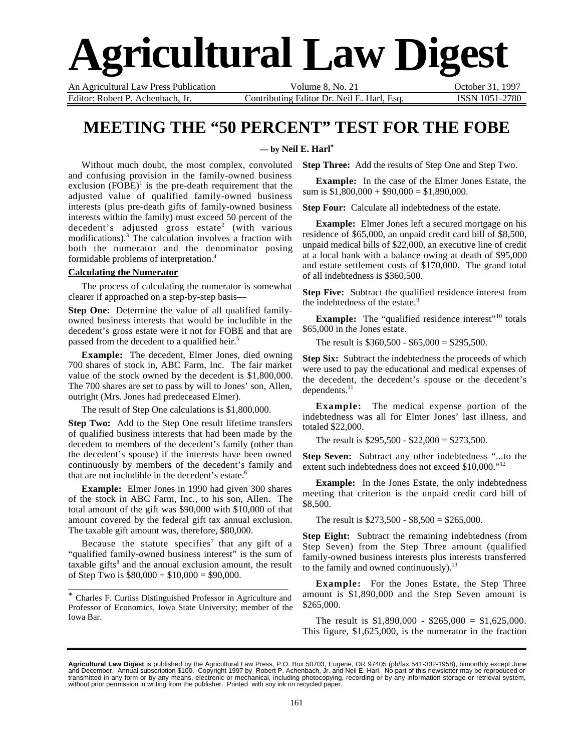# Agricultural Law Digest

An Agricultural Law Press Publication | Volume 8, No. 21 | October 31, 1997

Editor: Robert P. Achenbach, Jr. | Contributing Editor Dr. Neil E. Harl, Esq. | ISSN 1051-2780

## MEETING THE "50 PERCENT" TEST FOR THE FOBE

**— by Neil E. Harl***

Without much doubt, the most complex, convoluted and confusing provision in the family-owned business exclusion (FOBE)[1] is the pre-death requirement that the adjusted value of qualified family-owned business interests (plus pre-death gifts of family-owned business interests within the family) must exceed 50 percent of the decedent's adjusted gross estate[2] (with various modifications).[3] The calculation involves a fraction with both the numerator and the denominator posing formidable problems of interpretation.[4]

### Calculating the Numerator

The process of calculating the numerator is somewhat clearer if approached on a step-by-step basis—

**Step One:** Determine the value of all qualified family-owned business interests that would be includible in the decedent's gross estate were it not for FOBE and that are passed from the decedent to a qualified heir.[5]

**Example:** The decedent, Elmer Jones, died owning 700 shares of stock in, ABC Farm, Inc. The fair market value of the stock owned by the decedent is $1,800,000. The 700 shares are set to pass by will to Jones' son, Allen, outright (Mrs. Jones had predeceased Elmer).

The result of Step One calculations is $1,800,000.

**Step Two:** Add to the Step One result lifetime transfers of qualified business interests that had been made by the decedent to members of the decedent's family (other than the decedent's spouse) if the interests have been owned continuously by members of the decedent's family and that are not includible in the decedent's estate.[6]

**Example:** Elmer Jones in 1990 had given 300 shares of the stock in ABC Farm, Inc., to his son, Allen. The total amount of the gift was $90,000 with $10,000 of that amount covered by the federal gift tax annual exclusion. The taxable gift amount was, therefore, $80,000.

Because the statute specifies[7] that any gift of a "qualified family-owned business interest" is the sum of taxable gifts[8] and the annual exclusion amount, the result of Step Two is $80,000 + $10,000 = $90,000.

**Step Three:** Add the results of Step One and Step Two.

**Example:** In the case of the Elmer Jones Estate, the sum is $1,800,000 + $90,000 = $1,890,000.

**Step Four:** Calculate all indebtedness of the estate.

**Example:** Elmer Jones left a secured mortgage on his residence of $65,000, an unpaid credit card bill of $8,500, unpaid medical bills of $22,000, an executive line of credit at a local bank with a balance owing at death of $95,000 and estate settlement costs of $170,000. The grand total of all indebtedness is $360,500.

**Step Five:** Subtract the qualified residence interest from the indebtedness of the estate.[9]

**Example:** The "qualified residence interest"[10] totals $65,000 in the Jones estate.

The result is $360,500 - $65,000 = $295,500.

**Step Six:** Subtract the indebtedness the proceeds of which were used to pay the educational and medical expenses of the decedent, the decedent's spouse or the decedent's dependents.[11]

**Example:** The medical expense portion of the indebtedness was all for Elmer Jones' last illness, and totaled $22,000.

The result is $295,500 - $22,000 = $273,500.

**Step Seven:** Subtract any other indebtedness "...to the extent such indebtedness does not exceed $10,000."[12]

**Example:** In the Jones Estate, the only indebtedness meeting that criterion is the unpaid credit card bill of $8,500.

The result is $273,500 - $8,500 = $265,000.

**Step Eight:** Subtract the remaining indebtedness (from Step Seven) from the Step Three amount (qualified family-owned business interests plus interests transferred to the family and owned continuously).[13]

**Example:** For the Jones Estate, the Step Three amount is $1,890,000 and the Step Seven amount is $265,000.

The result is $1,890,000 - $265,000 = $1,625,000. This figure, $1,625,000, is the numerator in the fraction

---

\* Charles F. Curtiss Distinguished Professor in Agriculture and Professor of Economics, Iowa State University; member of the Iowa Bar.

**Agricultural Law Digest** is published by the Agricultural Law Press, P.O. Box 50703, Eugene, OR 97405 (ph/fax 541-302-1958), bimonthly except June and December. Annual subscription $100. Copyright 1997 by Robert P. Achenbach, Jr. and Neil E. Harl. No part of this newsletter may be reproduced or transmitted in any form or by any means, electronic or mechanical, including photocopying, recording or by any information storage or retrieval system, without prior permission in writing from the publisher. Printed with soy ink on recycled paper.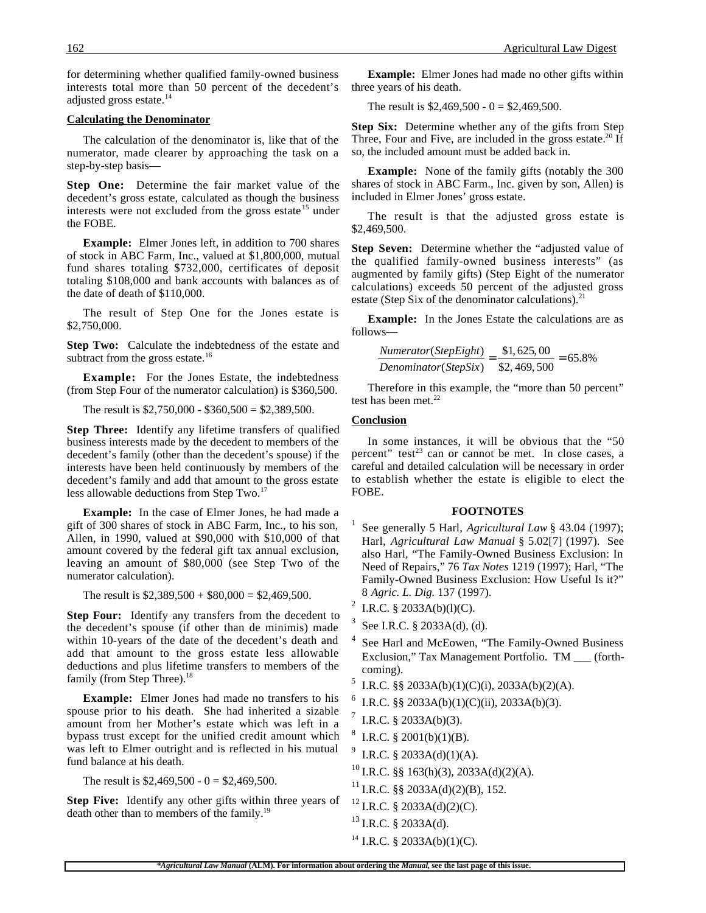for determining whether qualified family-owned business interests total more than 50 percent of the decedent's adjusted gross estate.[14]

**Calculating the Denominator**

The calculation of the denominator is, like that of the numerator, made clearer by approaching the task on a step-by-step basis—

**Step One:** Determine the fair market value of the decedent's gross estate, calculated as though the business interests were not excluded from the gross estate[15] under the FOBE.

**Example:** Elmer Jones left, in addition to 700 shares of stock in ABC Farm, Inc., valued at $1,800,000, mutual fund shares totaling $732,000, certificates of deposit totaling $108,000 and bank accounts with balances as of the date of death of $110,000.

The result of Step One for the Jones estate is $2,750,000.

**Step Two:** Calculate the indebtedness of the estate and subtract from the gross estate.[16]

**Example:** For the Jones Estate, the indebtedness (from Step Four of the numerator calculation) is $360,500.

The result is $2,750,000 - $360,500 = $2,389,500.

**Step Three:** Identify any lifetime transfers of qualified business interests made by the decedent to members of the decedent's family (other than the decedent's spouse) if the interests have been held continuously by members of the decedent's family and add that amount to the gross estate less allowable deductions from Step Two.[17]

**Example:** In the case of Elmer Jones, he had made a gift of 300 shares of stock in ABC Farm, Inc., to his son, Allen, in 1990, valued at $90,000 with $10,000 of that amount covered by the federal gift tax annual exclusion, leaving an amount of $80,000 (see Step Two of the numerator calculation).

The result is $2,389,500 + $80,000 = $2,469,500.

**Step Four:** Identify any transfers from the decedent to the decedent's spouse (if other than de minimis) made within 10-years of the date of the decedent's death and add that amount to the gross estate less allowable deductions and plus lifetime transfers to members of the family (from Step Three).[18]

**Example:** Elmer Jones had made no transfers to his spouse prior to his death. She had inherited a sizable amount from her Mother's estate which was left in a bypass trust except for the unified credit amount which was left to Elmer outright and is reflected in his mutual fund balance at his death.

The result is $2,469,500 - 0 = $2,469,500.

**Step Five:** Identify any other gifts within three years of death other than to members of the family.[19]

**Example:** Elmer Jones had made no other gifts within three years of his death.

The result is $2,469,500 - 0 = $2,469,500.

**Step Six:** Determine whether any of the gifts from Step Three, Four and Five, are included in the gross estate.[20] If so, the included amount must be added back in.

**Example:** None of the family gifts (notably the 300 shares of stock in ABC Farm., Inc. given by son, Allen) is included in Elmer Jones' gross estate.

The result is that the adjusted gross estate is $2,469,500.

**Step Seven:** Determine whether the "adjusted value of the qualified family-owned business interests" (as augmented by family gifts) (Step Eight of the numerator calculations) exceeds 50 percent of the adjusted gross estate (Step Six of the denominator calculations).[21]

**Example:** In the Jones Estate the calculations are as follows—

$$\frac{Numerator(StepEight)}{Denominator(StepSix)} = \frac{\$1,625,00}{\$2,469,500} = 65.8\%$$

Therefore in this example, the "more than 50 percent" test has been met.[22]

**Conclusion**

In some instances, it will be obvious that the "50 percent" test[23] can or cannot be met. In close cases, a careful and detailed calculation will be necessary in order to establish whether the estate is eligible to elect the FOBE.

**FOOTNOTES**

[1] See generally 5 Harl, *Agricultural Law* § 43.04 (1997); Harl, *Agricultural Law Manual* § 5.02[7] (1997). See also Harl, "The Family-Owned Business Exclusion: In Need of Repairs," 76 *Tax Notes* 1219 (1997); Harl, "The Family-Owned Business Exclusion: How Useful Is it?" 8 *Agric. L. Dig.* 137 (1997).

[2] I.R.C. § 2033A(b)(l)(C).

[3] See I.R.C. § 2033A(d), (d).

[4] See Harl and McEowen, "The Family-Owned Business Exclusion," Tax Management Portfolio. TM ___ (forthcoming).

[5] I.R.C. §§ 2033A(b)(1)(C)(i), 2033A(b)(2)(A).

[6] I.R.C. §§ 2033A(b)(1)(C)(ii), 2033A(b)(3).

[7] I.R.C. § 2033A(b)(3).

[8] I.R.C. § 2001(b)(1)(B).

[9] I.R.C. § 2033A(d)(1)(A).

[10] I.R.C. §§ 163(h)(3), 2033A(d)(2)(A).

[11] I.R.C. §§ 2033A(d)(2)(B), 152.

[12] I.R.C. § 2033A(d)(2)(C).

[13] I.R.C. § 2033A(d).

[14] I.R.C. § 2033A(b)(1)(C).

*\*Agricultural Law Manual* (ALM). For information about ordering the *Manual*, see the last page of this issue.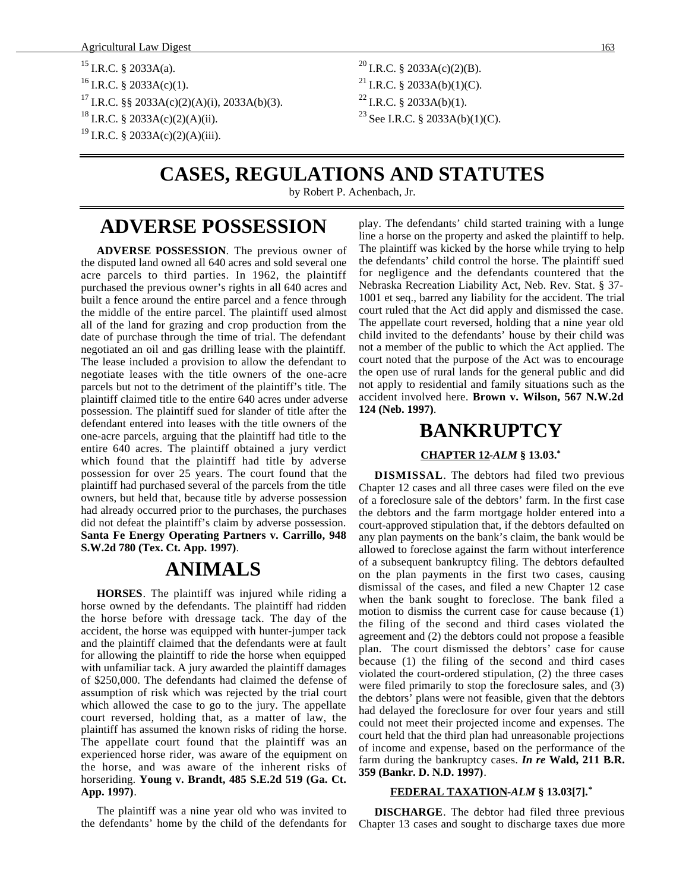[15] I.R.C. § 2033A(a).

[16] I.R.C. § 2033A(c)(1).

[17] I.R.C. §§ 2033A(c)(2)(A)(i), 2033A(b)(3).

[18] I.R.C. § 2033A(c)(2)(A)(ii).

[19] I.R.C. § 2033A(c)(2)(A)(iii).

[20] I.R.C. § 2033A(c)(2)(B).

[21] I.R.C. § 2033A(b)(1)(C).

[22] I.R.C. § 2033A(b)(1).

[23] See I.R.C. § 2033A(b)(1)(C).

# CASES, REGULATIONS AND STATUTES

by Robert P. Achenbach, Jr.

## ADVERSE POSSESSION

**ADVERSE POSSESSION**. The previous owner of the disputed land owned all 640 acres and sold several one acre parcels to third parties. In 1962, the plaintiff purchased the previous owner's rights in all 640 acres and built a fence around the entire parcel and a fence through the middle of the entire parcel. The plaintiff used almost all of the land for grazing and crop production from the date of purchase through the time of trial. The defendant negotiated an oil and gas drilling lease with the plaintiff. The lease included a provision to allow the defendant to negotiate leases with the title owners of the one-acre parcels but not to the detriment of the plaintiff's title. The plaintiff claimed title to the entire 640 acres under adverse possession. The plaintiff sued for slander of title after the defendant entered into leases with the title owners of the one-acre parcels, arguing that the plaintiff had title to the entire 640 acres. The plaintiff obtained a jury verdict which found that the plaintiff had title by adverse possession for over 25 years. The court found that the plaintiff had purchased several of the parcels from the title owners, but held that, because title by adverse possession had already occurred prior to the purchases, the purchases did not defeat the plaintiff's claim by adverse possession. **Santa Fe Energy Operating Partners v. Carrillo, 948 S.W.2d 780 (Tex. Ct. App. 1997)**.

## ANIMALS

**HORSES**. The plaintiff was injured while riding a horse owned by the defendants. The plaintiff had ridden the horse before with dressage tack. The day of the accident, the horse was equipped with hunter-jumper tack and the plaintiff claimed that the defendants were at fault for allowing the plaintiff to ride the horse when equipped with unfamiliar tack. A jury awarded the plaintiff damages of $250,000. The defendants had claimed the defense of assumption of risk which was rejected by the trial court which allowed the case to go to the jury. The appellate court reversed, holding that, as a matter of law, the plaintiff has assumed the known risks of riding the horse. The appellate court found that the plaintiff was an experienced horse rider, was aware of the equipment on the horse, and was aware of the inherent risks of horseriding. **Young v. Brandt, 485 S.E.2d 519 (Ga. Ct. App. 1997)**.

The plaintiff was a nine year old who was invited to the defendants' home by the child of the defendants for play. The defendants' child started training with a lunge line a horse on the property and asked the plaintiff to help. The plaintiff was kicked by the horse while trying to help the defendants' child control the horse. The plaintiff sued for negligence and the defendants countered that the Nebraska Recreation Liability Act, Neb. Rev. Stat. § 37-1001 et seq., barred any liability for the accident. The trial court ruled that the Act did apply and dismissed the case. The appellate court reversed, holding that a nine year old child invited to the defendants' house by their child was not a member of the public to which the Act applied. The court noted that the purpose of the Act was to encourage the open use of rural lands for the general public and did not apply to residential and family situations such as the accident involved here. **Brown v. Wilson, 567 N.W.2d 124 (Neb. 1997)**.

## BANKRUPTCY

### CHAPTER 12-*ALM* § 13.03.*

**DISMISSAL**. The debtors had filed two previous Chapter 12 cases and all three cases were filed on the eve of a foreclosure sale of the debtors' farm. In the first case the debtors and the farm mortgage holder entered into a court-approved stipulation that, if the debtors defaulted on any plan payments on the bank's claim, the bank would be allowed to foreclose against the farm without interference of a subsequent bankruptcy filing. The debtors defaulted on the plan payments in the first two cases, causing dismissal of the cases, and filed a new Chapter 12 case when the bank sought to foreclose. The bank filed a motion to dismiss the current case for cause because (1) the filing of the second and third cases violated the agreement and (2) the debtors could not propose a feasible plan. The court dismissed the debtors' case for cause because (1) the filing of the second and third cases violated the court-ordered stipulation, (2) the three cases were filed primarily to stop the foreclosure sales, and (3) the debtors' plans were not feasible, given that the debtors had delayed the foreclosure for over four years and still could not meet their projected income and expenses. The court held that the third plan had unreasonable projections of income and expense, based on the performance of the farm during the bankruptcy cases. ***In re* Wald, 211 B.R. 359 (Bankr. D. N.D. 1997)**.

### FEDERAL TAXATION-*ALM* § 13.03[7].*

**DISCHARGE**. The debtor had filed three previous Chapter 13 cases and sought to discharge taxes due more